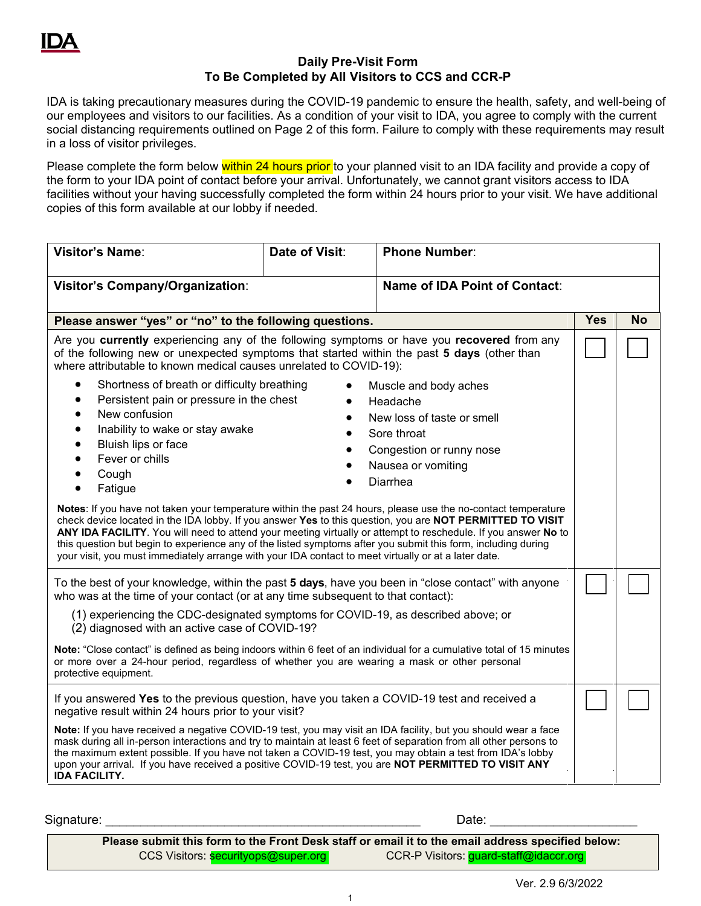IDA

# Daily Pre-Visit Form
## To Be Completed by All Visitors to CCS and CCR-P

IDA is taking precautionary measures during the COVID-19 pandemic to ensure the health, safety, and well-being of our employees and visitors to our facilities. As a condition of your visit to IDA, you agree to comply with the current social distancing requirements outlined on Page 2 of this form. Failure to comply with these requirements may result in a loss of visitor privileges.

Please complete the form below within 24 hours prior to your planned visit to an IDA facility and provide a copy of the form to your IDA point of contact before your arrival. Unfortunately, we cannot grant visitors access to IDA facilities without your having successfully completed the form within 24 hours prior to your visit. We have additional copies of this form available at our lobby if needed.

| **Visitor's Name**: | **Date of Visit**: | **Phone Number**: |
|---|---|---|
| **Visitor's Company/Organization**: | | **Name of IDA Point of Contact**: |

| **Please answer "yes" or "no" to the following questions.** | **Yes** | **No** |
|---|---|---|
| Are you **currently** experiencing any of the following symptoms or have you **recovered** from any of the following new or unexpected symptoms that started within the past **5 days** (other than where attributable to known medical causes unrelated to COVID-19):<br>• Shortness of breath or difficulty breathing<br>• Persistent pain or pressure in the chest<br>• New confusion<br>• Inability to wake or stay awake<br>• Bluish lips or face<br>• Fever or chills<br>• Cough<br>• Fatigue<br>• Muscle and body aches<br>• Headache<br>• New loss of taste or smell<br>• Sore throat<br>• Congestion or runny nose<br>• Nausea or vomiting<br>• Diarrhea<br><br>**Notes**: If you have not taken your temperature within the past 24 hours, please use the no-contact temperature check device located in the IDA lobby. If you answer **Yes** to this question, you are **NOT PERMITTED TO VISIT ANY IDA FACILITY**. You will need to attend your meeting virtually or attempt to reschedule. If you answer **No** to this question but begin to experience any of the listed symptoms after you submit this form, including during your visit, you must immediately arrange with your IDA contact to meet virtually or at a later date. | ☐ | ☐ |
| To the best of your knowledge, within the past **5 days**, have you been in "close contact" with anyone who was at the time of your contact (or at any time subsequent to that contact):<br>(1) experiencing the CDC-designated symptoms for COVID-19, as described above; or<br>(2) diagnosed with an active case of COVID-19?<br><br>**Note:** "Close contact" is defined as being indoors within 6 feet of an individual for a cumulative total of 15 minutes or more over a 24-hour period, regardless of whether you are wearing a mask or other personal protective equipment. | ☐ | ☐ |
| If you answered **Yes** to the previous question, have you taken a COVID-19 test and received a negative result within 24 hours prior to your visit?<br><br>**Note:** If you have received a negative COVID-19 test, you may visit an IDA facility, but you should wear a face mask during all in-person interactions and try to maintain at least 6 feet of separation from all other persons to the maximum extent possible. If you have not taken a COVID-19 test, you may obtain a test from IDA's lobby upon your arrival. If you have received a positive COVID-19 test, you are **NOT PERMITTED TO VISIT ANY IDA FACILITY.** | ☐ | ☐ |

Signature: ____________________________________________ Date: ____________________

**Please submit this form to the Front Desk staff or email it to the email address specified below:**
CCS Visitors: securityops@super.org CCR-P Visitors: guard-staff@idaccr.org

Ver. 2.9 6/3/2022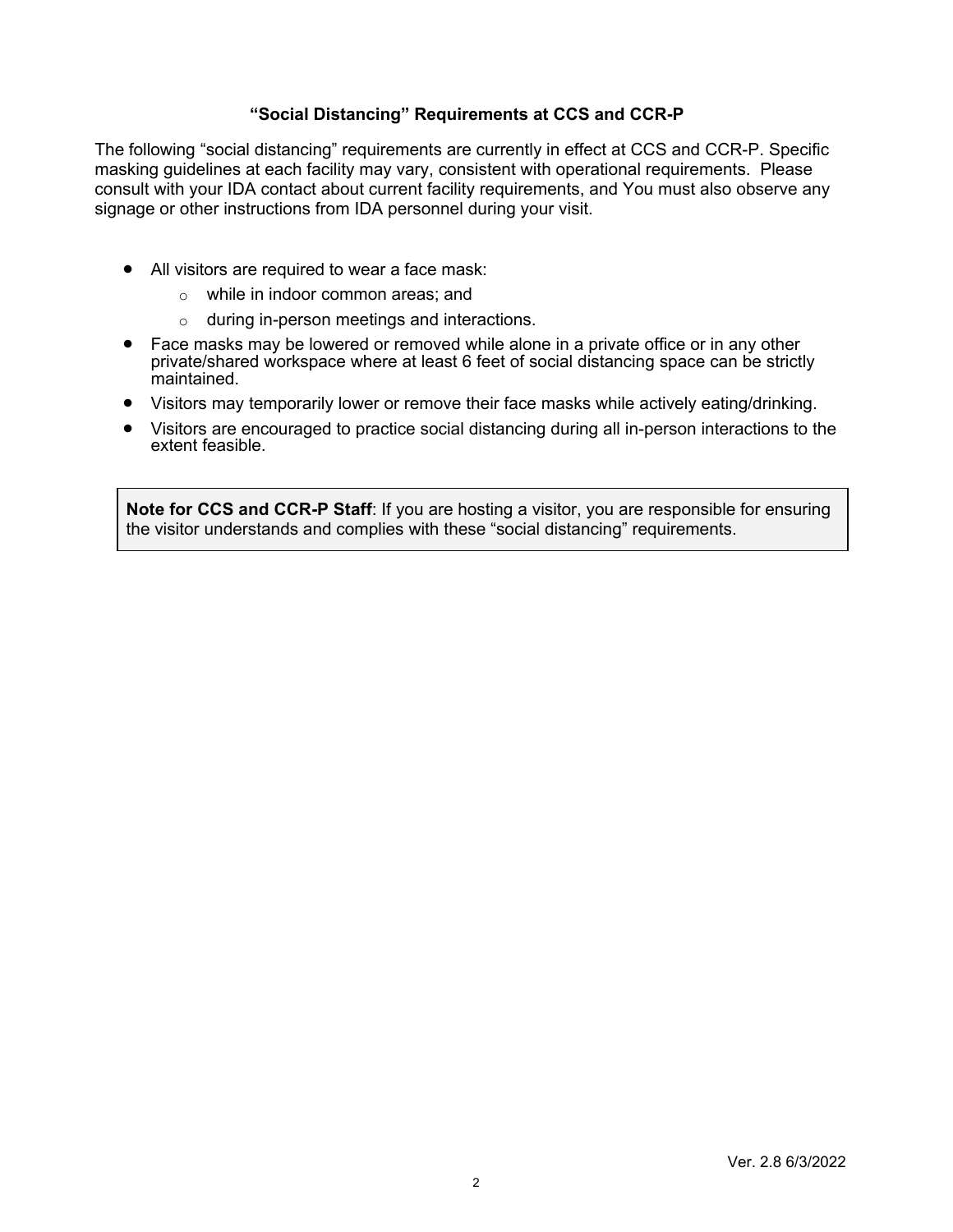### **"Social Distancing" Requirements at CCS and CCR-P**

The following "social distancing" requirements are currently in effect at CCS and CCR-P. Specific masking guidelines at each facility may vary, consistent with operational requirements. Please consult with your IDA contact about current facility requirements, and You must also observe any signage or other instructions from IDA personnel during your visit.

- All visitors are required to wear a face mask:
  - while in indoor common areas; and
  - during in-person meetings and interactions.
- Face masks may be lowered or removed while alone in a private office or in any other private/shared workspace where at least 6 feet of social distancing space can be strictly maintained.
- Visitors may temporarily lower or remove their face masks while actively eating/drinking.
- Visitors are encouraged to practice social distancing during all in-person interactions to the extent feasible.

**Note for CCS and CCR-P Staff**: If you are hosting a visitor, you are responsible for ensuring the visitor understands and complies with these "social distancing" requirements.

Ver. 2.8 6/3/2022